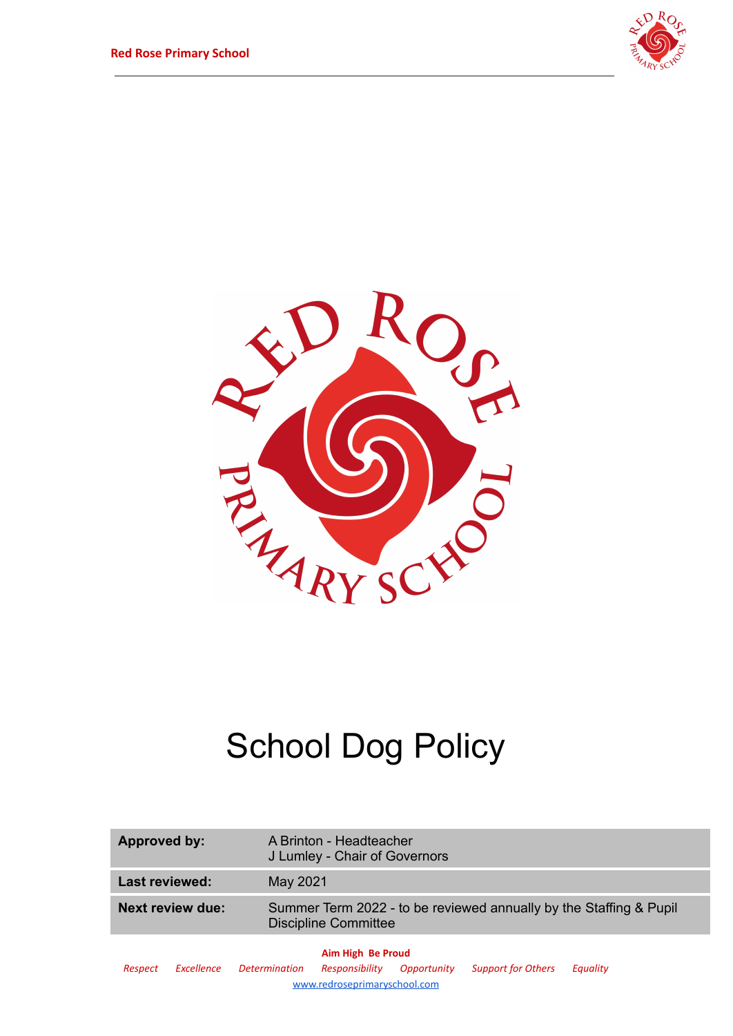# School Dog Policy

| Approved by: | A Brinton - Headteacher<br>J Lumley - Chair of Governors |
|---|---|
| Last reviewed: | May 2021 |
| Next review due: | Summer Term 2022 - to be reviewed annually by the Staffing & Pupil Discipline Committee |

**Aim High Be Proud**

*Respect Excellence Determination Responsibility Opportunity Support for Others Equality*

www.redroseprimaryschool.com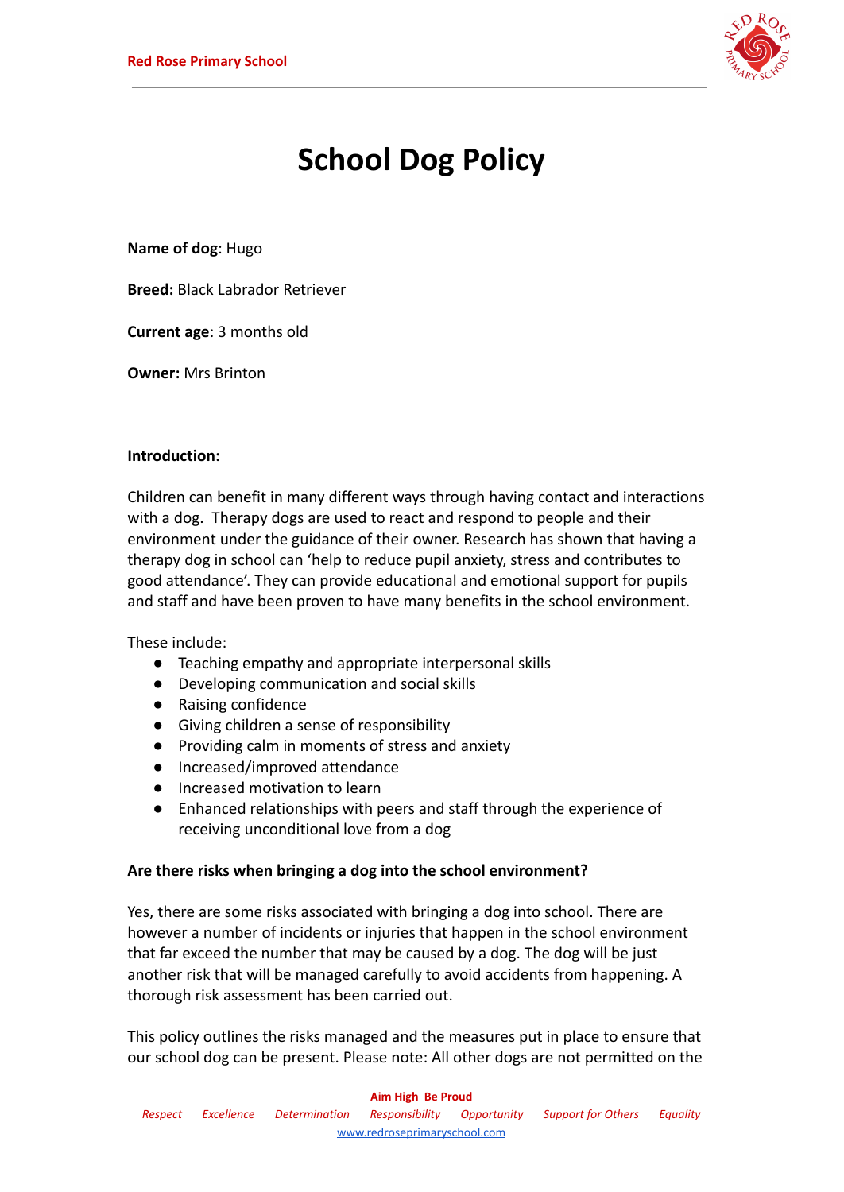# School Dog Policy

**Name of dog**: Hugo

**Breed:** Black Labrador Retriever

**Current age**: 3 months old

**Owner:** Mrs Brinton

**Introduction:**

Children can benefit in many different ways through having contact and interactions with a dog. Therapy dogs are used to react and respond to people and their environment under the guidance of their owner. Research has shown that having a therapy dog in school can 'help to reduce pupil anxiety, stress and contributes to good attendance'. They can provide educational and emotional support for pupils and staff and have been proven to have many benefits in the school environment.

These include:

- Teaching empathy and appropriate interpersonal skills
- Developing communication and social skills
- Raising confidence
- Giving children a sense of responsibility
- Providing calm in moments of stress and anxiety
- Increased/improved attendance
- Increased motivation to learn
- Enhanced relationships with peers and staff through the experience of receiving unconditional love from a dog

**Are there risks when bringing a dog into the school environment?**

Yes, there are some risks associated with bringing a dog into school. There are however a number of incidents or injuries that happen in the school environment that far exceed the number that may be caused by a dog. The dog will be just another risk that will be managed carefully to avoid accidents from happening. A thorough risk assessment has been carried out.

This policy outlines the risks managed and the measures put in place to ensure that our school dog can be present. Please note: All other dogs are not permitted on the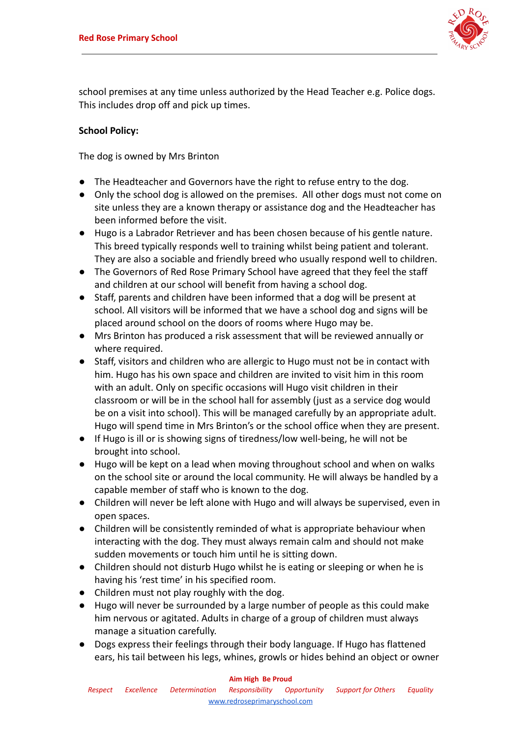school premises at any time unless authorized by the Head Teacher e.g. Police dogs. This includes drop off and pick up times.

**School Policy:**

The dog is owned by Mrs Brinton

- The Headteacher and Governors have the right to refuse entry to the dog.
- Only the school dog is allowed on the premises. All other dogs must not come on site unless they are a known therapy or assistance dog and the Headteacher has been informed before the visit.
- Hugo is a Labrador Retriever and has been chosen because of his gentle nature. This breed typically responds well to training whilst being patient and tolerant. They are also a sociable and friendly breed who usually respond well to children.
- The Governors of Red Rose Primary School have agreed that they feel the staff and children at our school will benefit from having a school dog.
- Staff, parents and children have been informed that a dog will be present at school. All visitors will be informed that we have a school dog and signs will be placed around school on the doors of rooms where Hugo may be.
- Mrs Brinton has produced a risk assessment that will be reviewed annually or where required.
- Staff, visitors and children who are allergic to Hugo must not be in contact with him. Hugo has his own space and children are invited to visit him in this room with an adult. Only on specific occasions will Hugo visit children in their classroom or will be in the school hall for assembly (just as a service dog would be on a visit into school). This will be managed carefully by an appropriate adult. Hugo will spend time in Mrs Brinton's or the school office when they are present.
- If Hugo is ill or is showing signs of tiredness/low well-being, he will not be brought into school.
- Hugo will be kept on a lead when moving throughout school and when on walks on the school site or around the local community. He will always be handled by a capable member of staff who is known to the dog.
- Children will never be left alone with Hugo and will always be supervised, even in open spaces.
- Children will be consistently reminded of what is appropriate behaviour when interacting with the dog. They must always remain calm and should not make sudden movements or touch him until he is sitting down.
- Children should not disturb Hugo whilst he is eating or sleeping or when he is having his 'rest time' in his specified room.
- Children must not play roughly with the dog.
- Hugo will never be surrounded by a large number of people as this could make him nervous or agitated. Adults in charge of a group of children must always manage a situation carefully.
- Dogs express their feelings through their body language. If Hugo has flattened ears, his tail between his legs, whines, growls or hides behind an object or owner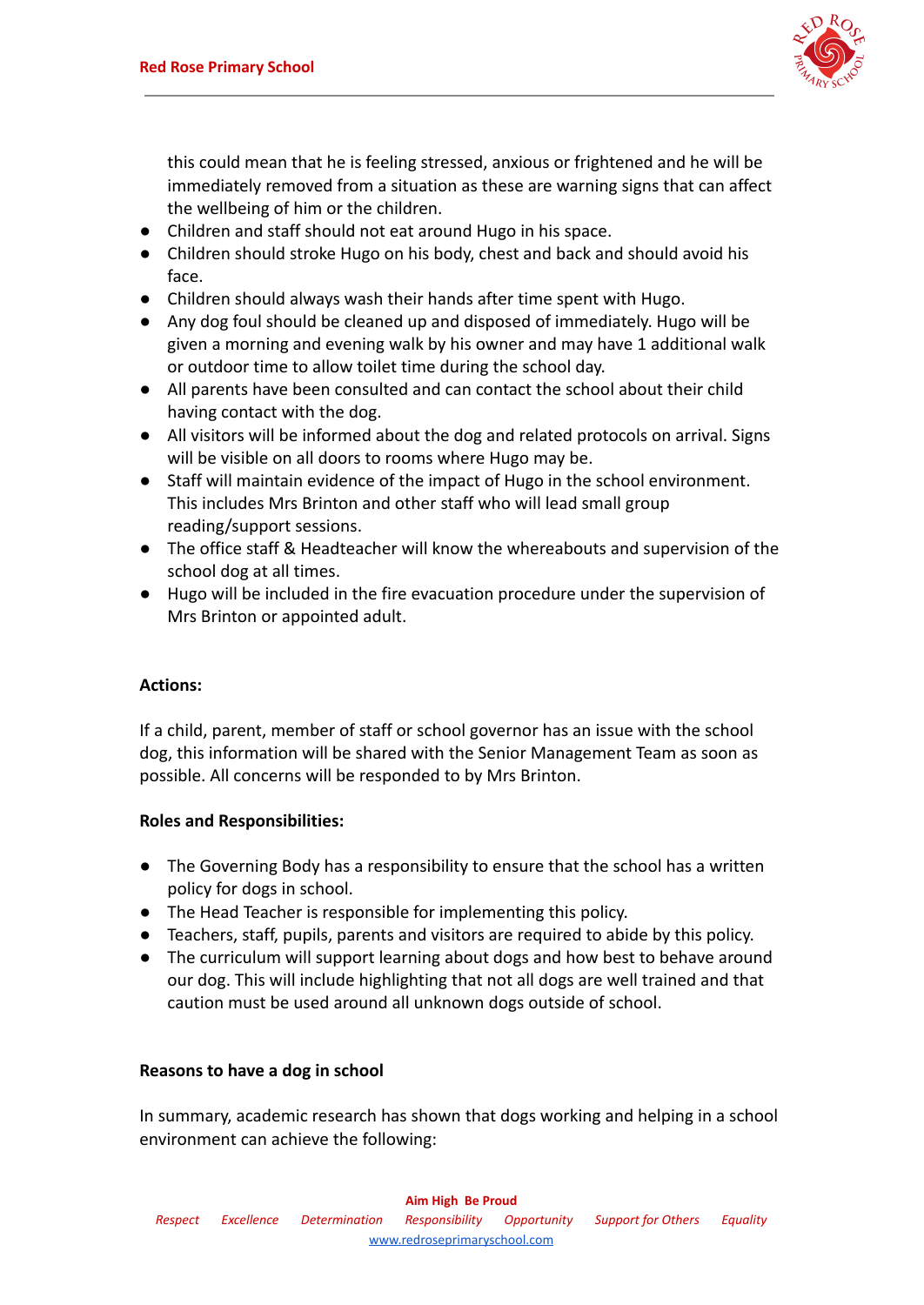this could mean that he is feeling stressed, anxious or frightened and he will be immediately removed from a situation as these are warning signs that can affect the wellbeing of him or the children.

- Children and staff should not eat around Hugo in his space.
- Children should stroke Hugo on his body, chest and back and should avoid his face.
- Children should always wash their hands after time spent with Hugo.
- Any dog foul should be cleaned up and disposed of immediately. Hugo will be given a morning and evening walk by his owner and may have 1 additional walk or outdoor time to allow toilet time during the school day.
- All parents have been consulted and can contact the school about their child having contact with the dog.
- All visitors will be informed about the dog and related protocols on arrival. Signs will be visible on all doors to rooms where Hugo may be.
- Staff will maintain evidence of the impact of Hugo in the school environment. This includes Mrs Brinton and other staff who will lead small group reading/support sessions.
- The office staff & Headteacher will know the whereabouts and supervision of the school dog at all times.
- Hugo will be included in the fire evacuation procedure under the supervision of Mrs Brinton or appointed adult.

**Actions:**

If a child, parent, member of staff or school governor has an issue with the school dog, this information will be shared with the Senior Management Team as soon as possible. All concerns will be responded to by Mrs Brinton.

**Roles and Responsibilities:**

- The Governing Body has a responsibility to ensure that the school has a written policy for dogs in school.
- The Head Teacher is responsible for implementing this policy.
- Teachers, staff, pupils, parents and visitors are required to abide by this policy.
- The curriculum will support learning about dogs and how best to behave around our dog. This will include highlighting that not all dogs are well trained and that caution must be used around all unknown dogs outside of school.

**Reasons to have a dog in school**

In summary, academic research has shown that dogs working and helping in a school environment can achieve the following: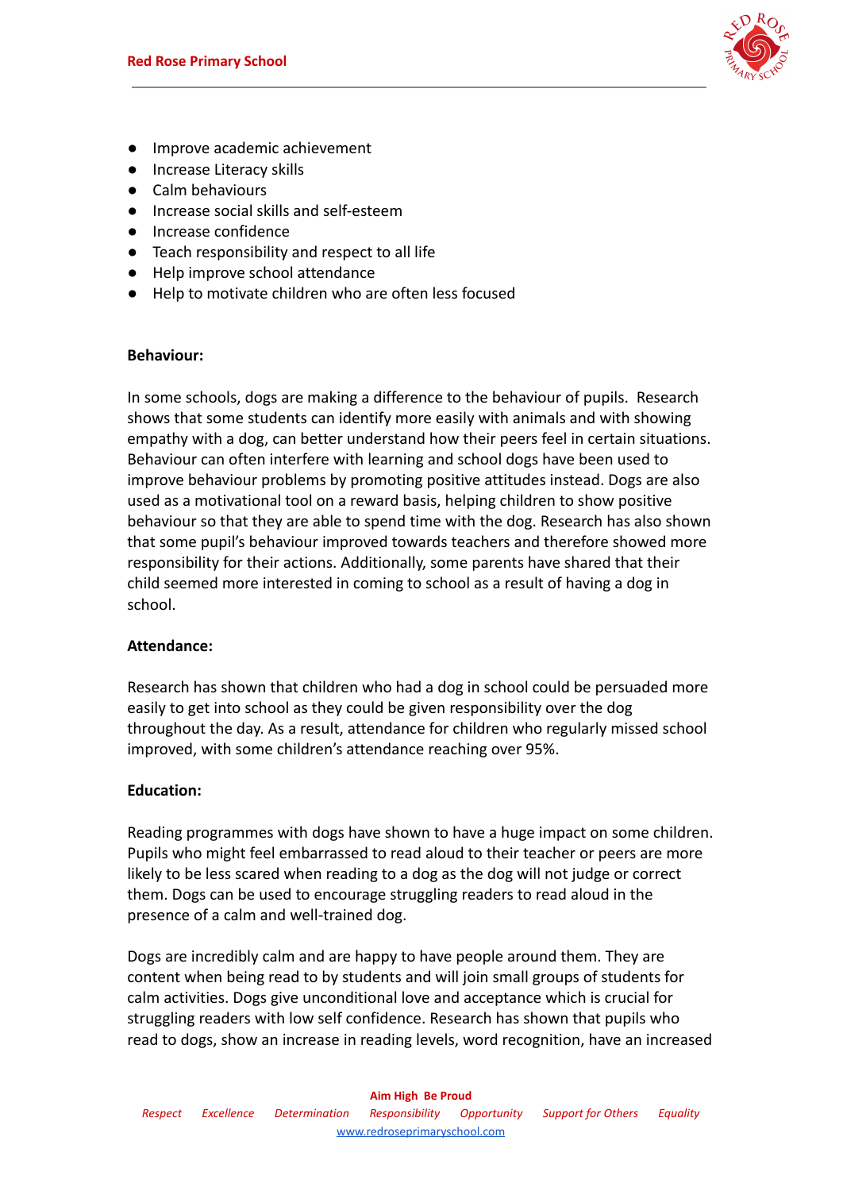- Improve academic achievement
- Increase Literacy skills
- Calm behaviours
- Increase social skills and self-esteem
- Increase confidence
- Teach responsibility and respect to all life
- Help improve school attendance
- Help to motivate children who are often less focused

**Behaviour:**

In some schools, dogs are making a difference to the behaviour of pupils. Research shows that some students can identify more easily with animals and with showing empathy with a dog, can better understand how their peers feel in certain situations. Behaviour can often interfere with learning and school dogs have been used to improve behaviour problems by promoting positive attitudes instead. Dogs are also used as a motivational tool on a reward basis, helping children to show positive behaviour so that they are able to spend time with the dog. Research has also shown that some pupil's behaviour improved towards teachers and therefore showed more responsibility for their actions. Additionally, some parents have shared that their child seemed more interested in coming to school as a result of having a dog in school.

**Attendance:**

Research has shown that children who had a dog in school could be persuaded more easily to get into school as they could be given responsibility over the dog throughout the day. As a result, attendance for children who regularly missed school improved, with some children's attendance reaching over 95%.

**Education:**

Reading programmes with dogs have shown to have a huge impact on some children. Pupils who might feel embarrassed to read aloud to their teacher or peers are more likely to be less scared when reading to a dog as the dog will not judge or correct them. Dogs can be used to encourage struggling readers to read aloud in the presence of a calm and well-trained dog.

Dogs are incredibly calm and are happy to have people around them. They are content when being read to by students and will join small groups of students for calm activities. Dogs give unconditional love and acceptance which is crucial for struggling readers with low self confidence. Research has shown that pupils who read to dogs, show an increase in reading levels, word recognition, have an increased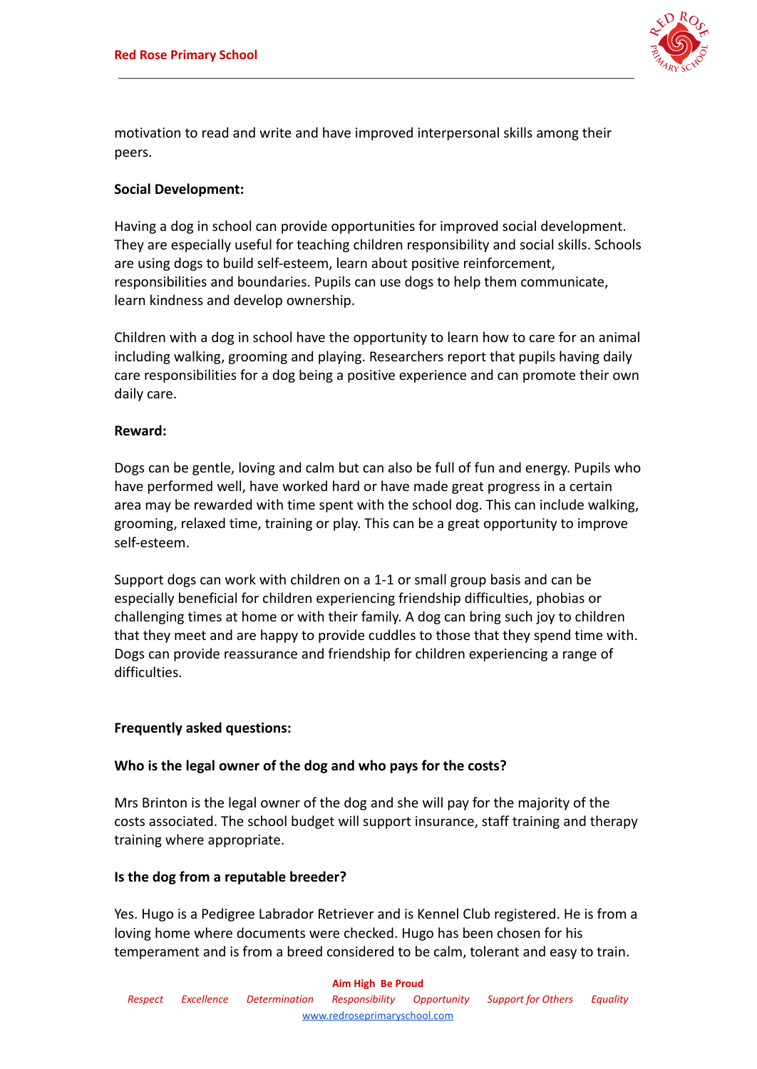motivation to read and write and have improved interpersonal skills among their peers.

**Social Development:**

Having a dog in school can provide opportunities for improved social development. They are especially useful for teaching children responsibility and social skills. Schools are using dogs to build self-esteem, learn about positive reinforcement, responsibilities and boundaries. Pupils can use dogs to help them communicate, learn kindness and develop ownership.

Children with a dog in school have the opportunity to learn how to care for an animal including walking, grooming and playing. Researchers report that pupils having daily care responsibilities for a dog being a positive experience and can promote their own daily care.

**Reward:**

Dogs can be gentle, loving and calm but can also be full of fun and energy. Pupils who have performed well, have worked hard or have made great progress in a certain area may be rewarded with time spent with the school dog. This can include walking, grooming, relaxed time, training or play. This can be a great opportunity to improve self-esteem.

Support dogs can work with children on a 1-1 or small group basis and can be especially beneficial for children experiencing friendship difficulties, phobias or challenging times at home or with their family. A dog can bring such joy to children that they meet and are happy to provide cuddles to those that they spend time with. Dogs can provide reassurance and friendship for children experiencing a range of difficulties.

**Frequently asked questions:**

**Who is the legal owner of the dog and who pays for the costs?**

Mrs Brinton is the legal owner of the dog and she will pay for the majority of the costs associated. The school budget will support insurance, staff training and therapy training where appropriate.

**Is the dog from a reputable breeder?**

Yes. Hugo is a Pedigree Labrador Retriever and is Kennel Club registered. He is from a loving home where documents were checked. Hugo has been chosen for his temperament and is from a breed considered to be calm, tolerant and easy to train.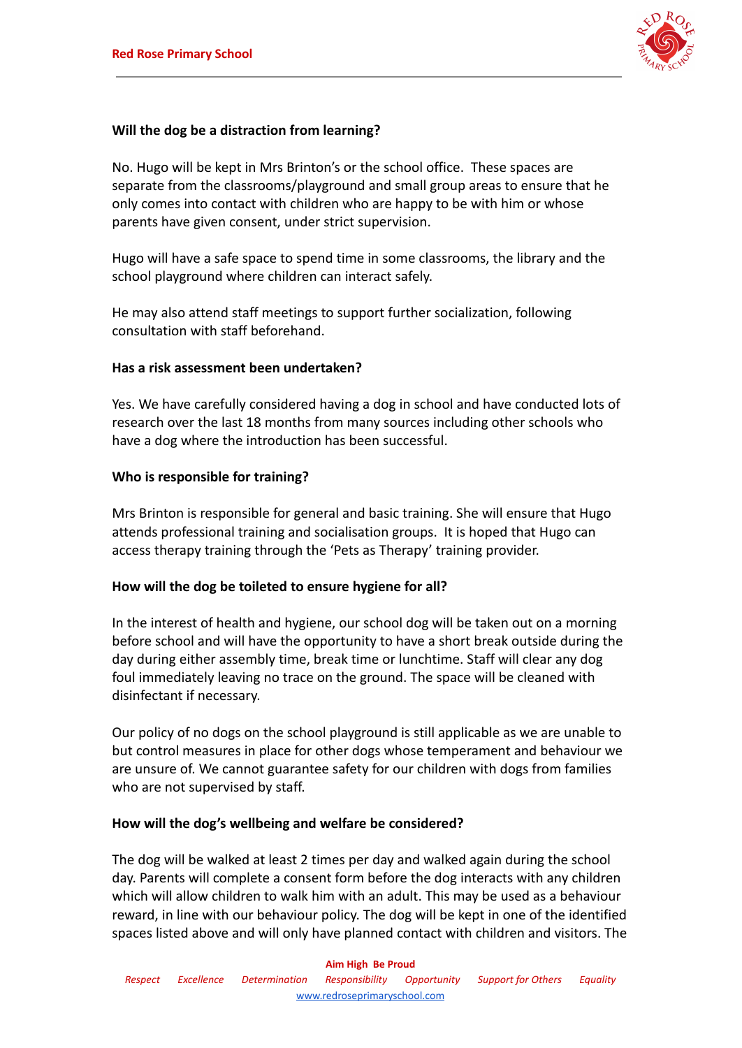**Will the dog be a distraction from learning?**

No. Hugo will be kept in Mrs Brinton's or the school office. These spaces are separate from the classrooms/playground and small group areas to ensure that he only comes into contact with children who are happy to be with him or whose parents have given consent, under strict supervision.

Hugo will have a safe space to spend time in some classrooms, the library and the school playground where children can interact safely.

He may also attend staff meetings to support further socialization, following consultation with staff beforehand.

**Has a risk assessment been undertaken?**

Yes. We have carefully considered having a dog in school and have conducted lots of research over the last 18 months from many sources including other schools who have a dog where the introduction has been successful.

**Who is responsible for training?**

Mrs Brinton is responsible for general and basic training. She will ensure that Hugo attends professional training and socialisation groups. It is hoped that Hugo can access therapy training through the 'Pets as Therapy' training provider.

**How will the dog be toileted to ensure hygiene for all?**

In the interest of health and hygiene, our school dog will be taken out on a morning before school and will have the opportunity to have a short break outside during the day during either assembly time, break time or lunchtime. Staff will clear any dog foul immediately leaving no trace on the ground. The space will be cleaned with disinfectant if necessary.

Our policy of no dogs on the school playground is still applicable as we are unable to but control measures in place for other dogs whose temperament and behaviour we are unsure of. We cannot guarantee safety for our children with dogs from families who are not supervised by staff.

**How will the dog's wellbeing and welfare be considered?**

The dog will be walked at least 2 times per day and walked again during the school day. Parents will complete a consent form before the dog interacts with any children which will allow children to walk him with an adult. This may be used as a behaviour reward, in line with our behaviour policy. The dog will be kept in one of the identified spaces listed above and will only have planned contact with children and visitors. The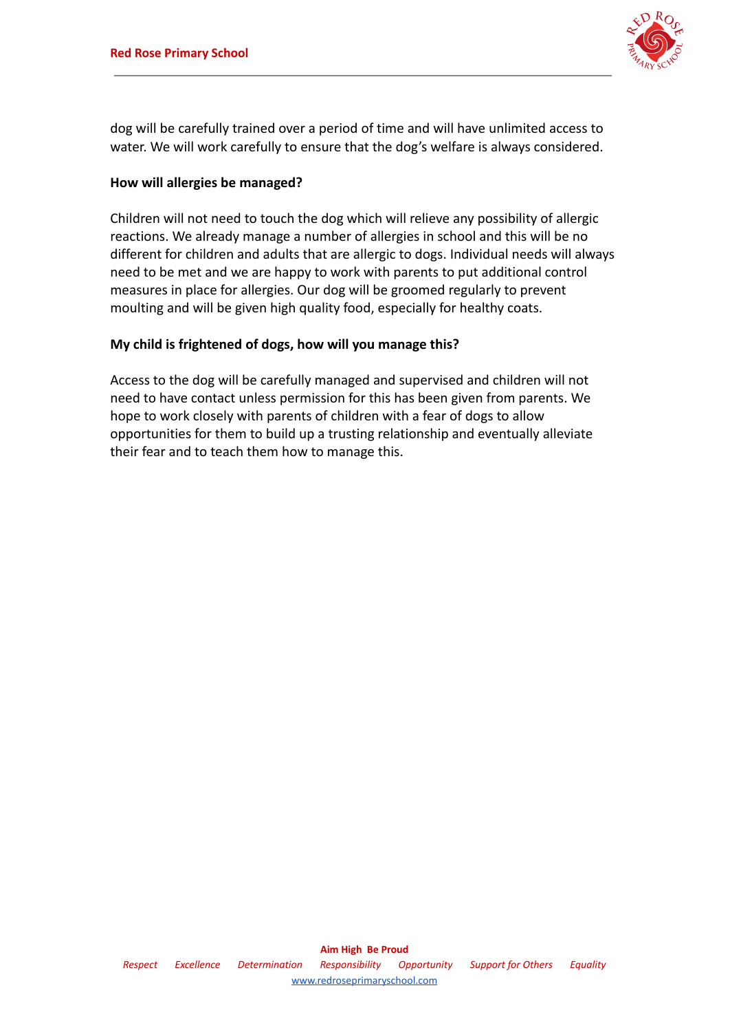dog will be carefully trained over a period of time and will have unlimited access to water. We will work carefully to ensure that the dog's welfare is always considered.

**How will allergies be managed?**

Children will not need to touch the dog which will relieve any possibility of allergic reactions. We already manage a number of allergies in school and this will be no different for children and adults that are allergic to dogs. Individual needs will always need to be met and we are happy to work with parents to put additional control measures in place for allergies. Our dog will be groomed regularly to prevent moulting and will be given high quality food, especially for healthy coats.

**My child is frightened of dogs, how will you manage this?**

Access to the dog will be carefully managed and supervised and children will not need to have contact unless permission for this has been given from parents. We hope to work closely with parents of children with a fear of dogs to allow opportunities for them to build up a trusting relationship and eventually alleviate their fear and to teach them how to manage this.